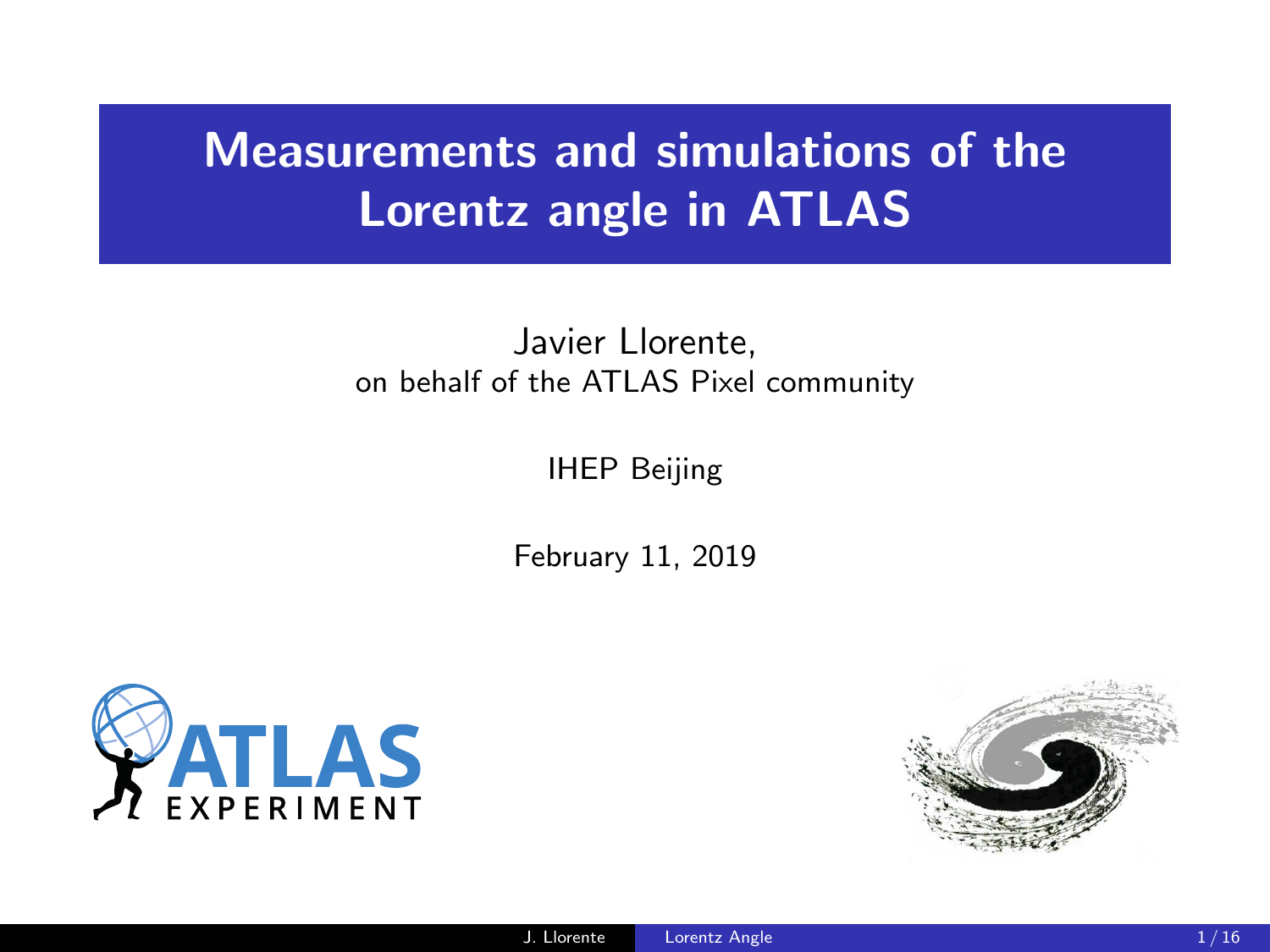# Measurements and simulations of the Lorentz angle in ATLAS

Javier Llorente,
on behalf of the ATLAS Pixel community

IHEP Beijing

February 11, 2019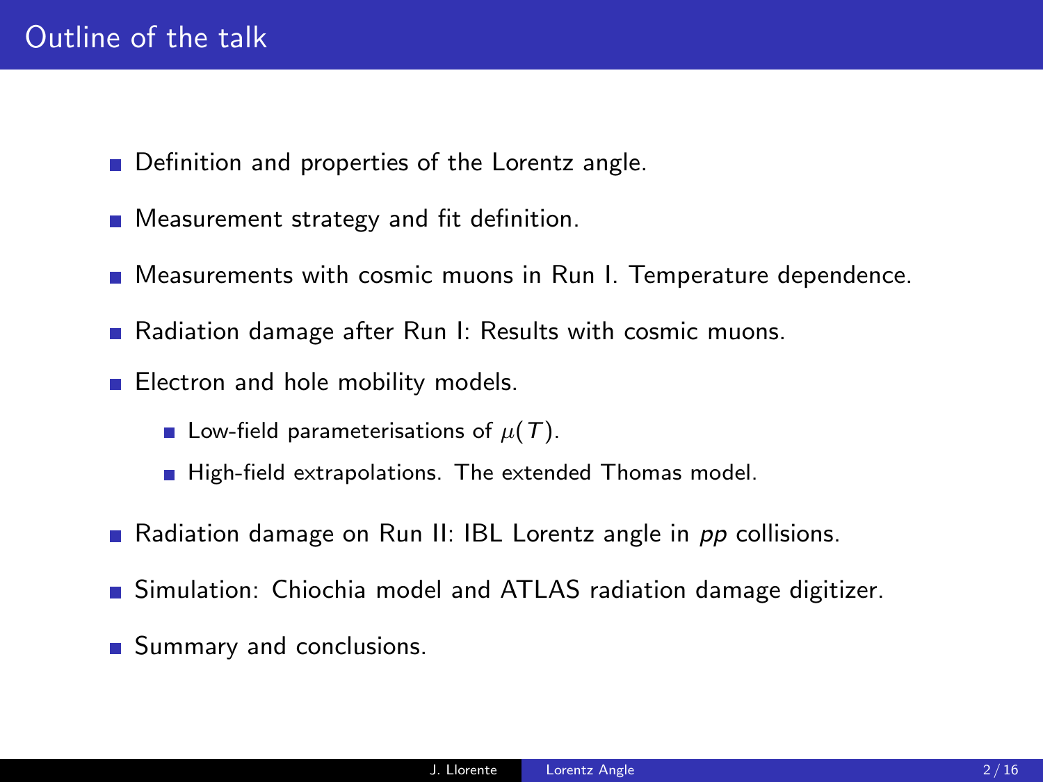# Outline of the talk

- Definition and properties of the Lorentz angle.
- Measurement strategy and fit definition.
- Measurements with cosmic muons in Run I. Temperature dependence.
- Radiation damage after Run I: Results with cosmic muons.
- Electron and hole mobility models.
  - Low-field parameterisations of $\mu(T)$.
  - High-field extrapolations. The extended Thomas model.
- Radiation damage on Run II: IBL Lorentz angle in *pp* collisions.
- Simulation: Chiochia model and ATLAS radiation damage digitizer.
- Summary and conclusions.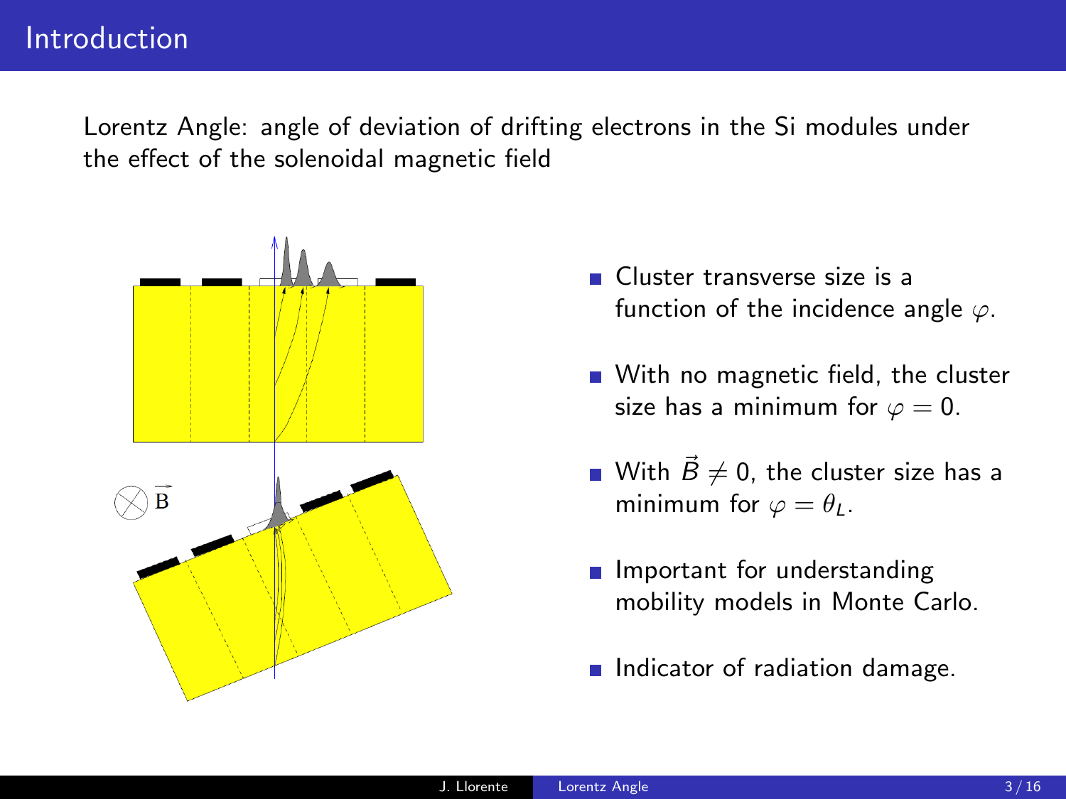# Introduction

Lorentz Angle: angle of deviation of drifting electrons in the Si modules under the effect of the solenoidal magnetic field

- Cluster transverse size is a function of the incidence angle $\varphi$.
- With no magnetic field, the cluster size has a minimum for $\varphi = 0$.
- With $\vec{B} \neq 0$, the cluster size has a minimum for $\varphi = \theta_L$.
- Important for understanding mobility models in Monte Carlo.
- Indicator of radiation damage.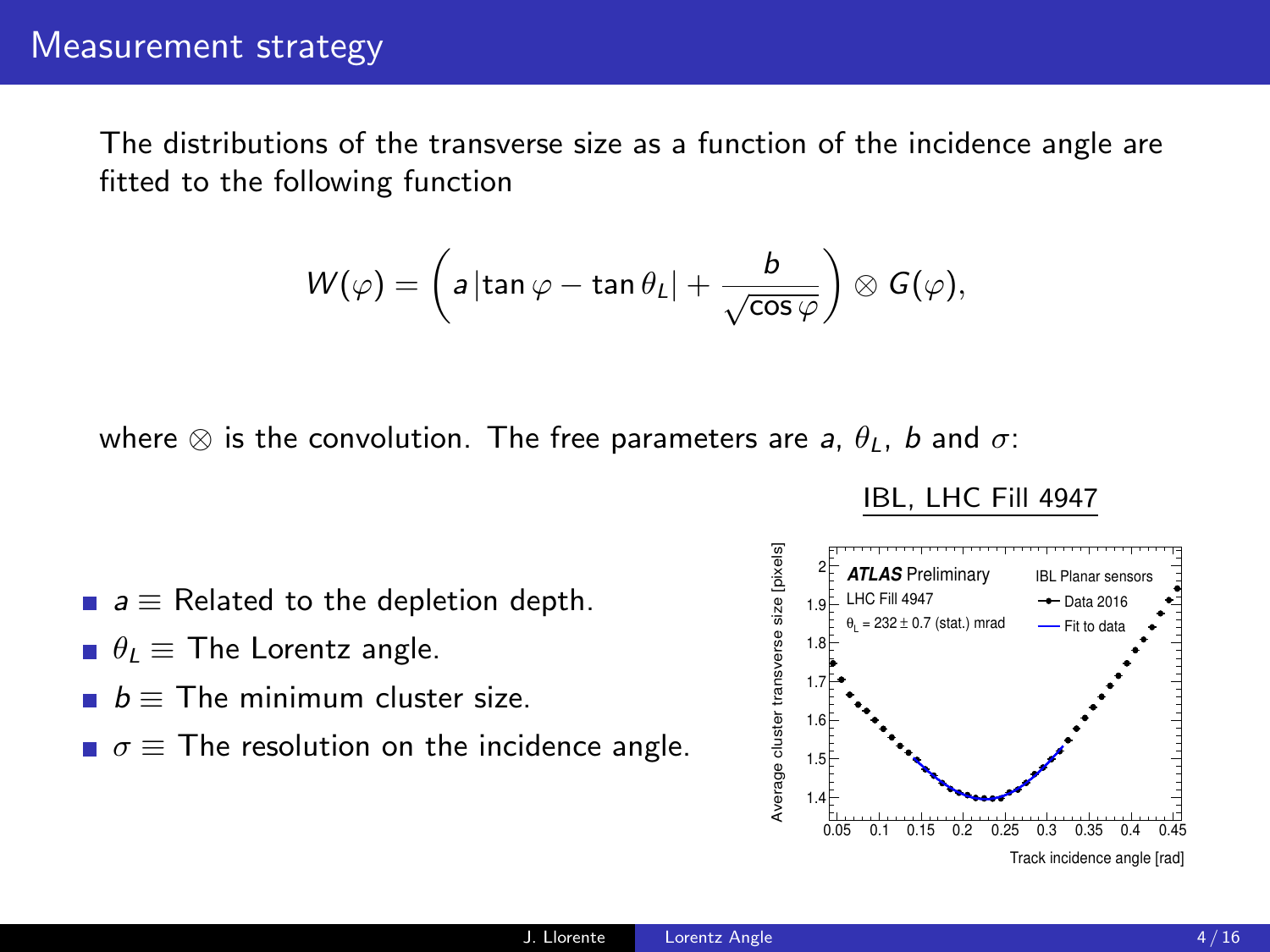# Measurement strategy

The distributions of the transverse size as a function of the incidence angle are fitted to the following function

$$W(\varphi) = \left( a\left|\tan\varphi - \tan\theta_L\right| + \frac{b}{\sqrt{\cos\varphi}} \right) \otimes G(\varphi),$$

where $\otimes$ is the convolution. The free parameters are $a$, $\theta_L$, $b$ and $\sigma$:

- $a \equiv$ Related to the depletion depth.
- $\theta_L \equiv$ The Lorentz angle.
- $b \equiv$ The minimum cluster size.
- $\sigma \equiv$ The resolution on the incidence angle.

IBL, LHC Fill 4947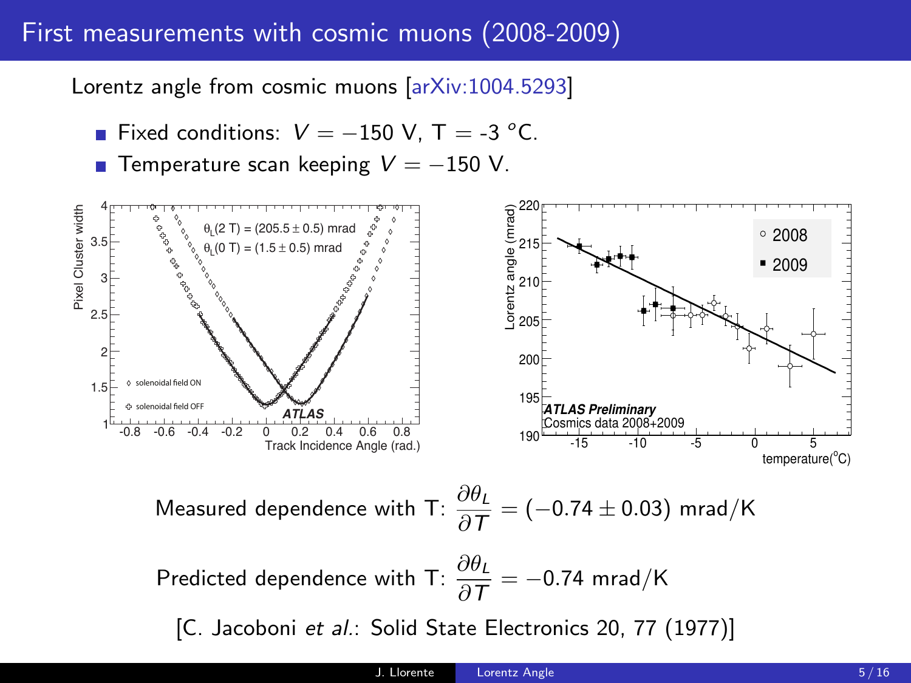# First measurements with cosmic muons (2008-2009)

Lorentz angle from cosmic muons [arXiv:1004.5293]

- Fixed conditions: $V = -150$ V, T = -3 $^oC$.
- Temperature scan keeping $V = -150$ V.

Measured dependence with T: $\dfrac{\partial \theta_L}{\partial T} = (-0.74 \pm 0.03)$ mrad/K

Predicted dependence with T: $\dfrac{\partial \theta_L}{\partial T} = -0.74$ mrad/K

[C. Jacoboni *et al.*: Solid State Electronics 20, 77 (1977)]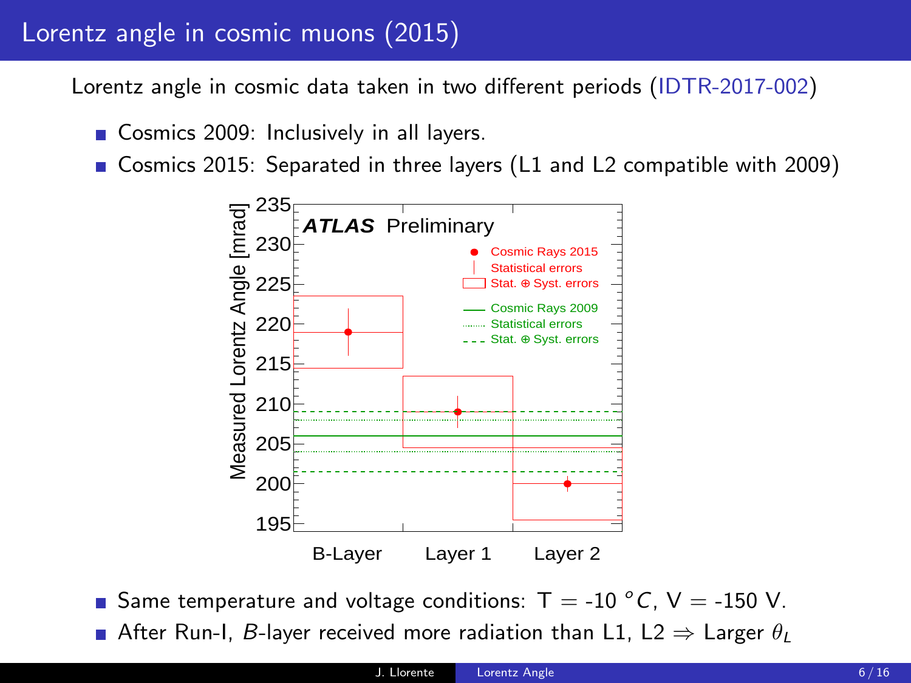# Lorentz angle in cosmic muons (2015)

Lorentz angle in cosmic data taken in two different periods (IDTR-2017-002)

- Cosmics 2009: Inclusively in all layers.
- Cosmics 2015: Separated in three layers (L1 and L2 compatible with 2009)

- Same temperature and voltage conditions: T = -10 $^oC$, V = -150 V.
- After Run-I, *B*-layer received more radiation than L1, L2 $\Rightarrow$ Larger $\theta_L$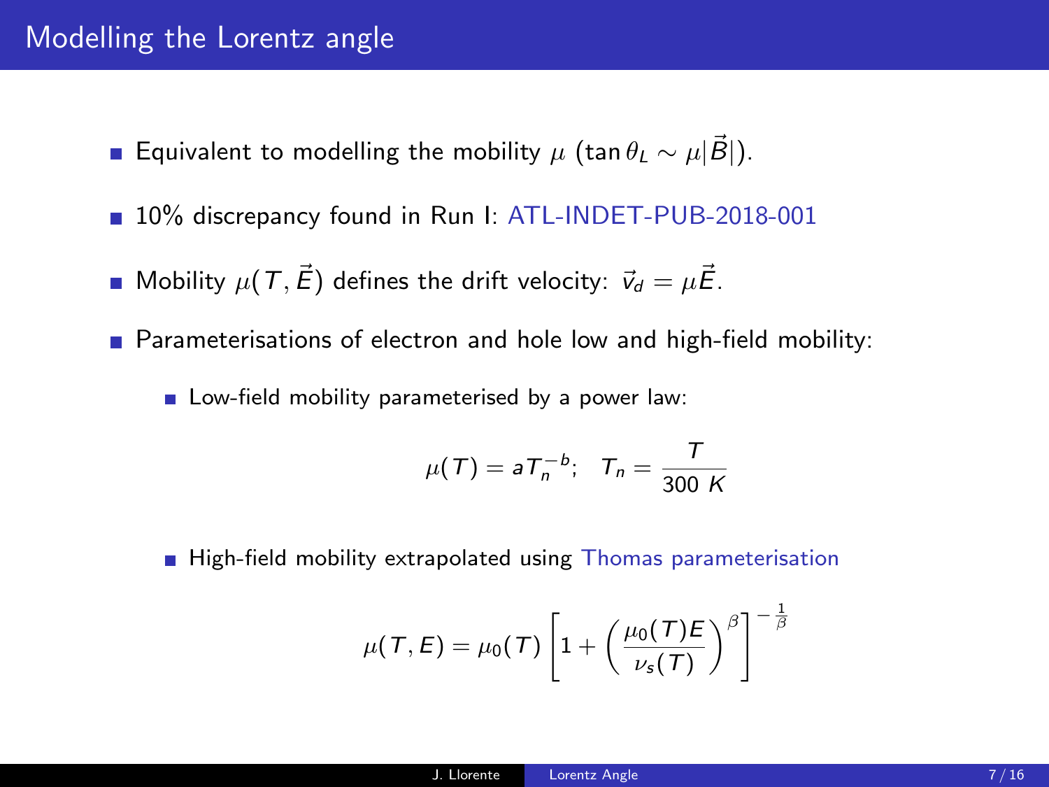# Modelling the Lorentz angle

- Equivalent to modelling the mobility $\mu$ ($\tan\theta_L \sim \mu|\vec{B}|$).
- 10% discrepancy found in Run I: ATL-INDET-PUB-2018-001
- Mobility $\mu(T, \vec{E})$ defines the drift velocity: $\vec{v}_d = \mu\vec{E}$.
- Parameterisations of electron and hole low and high-field mobility:
  - Low-field mobility parameterised by a power law:

$$\mu(T) = aT_n^{-b}; \quad T_n = \frac{T}{300\ K}$$

  - High-field mobility extrapolated using Thomas parameterisation

$$\mu(T, E) = \mu_0(T)\left[1 + \left(\frac{\mu_0(T)E}{\nu_s(T)}\right)^{\beta}\right]^{-\frac{1}{\beta}}$$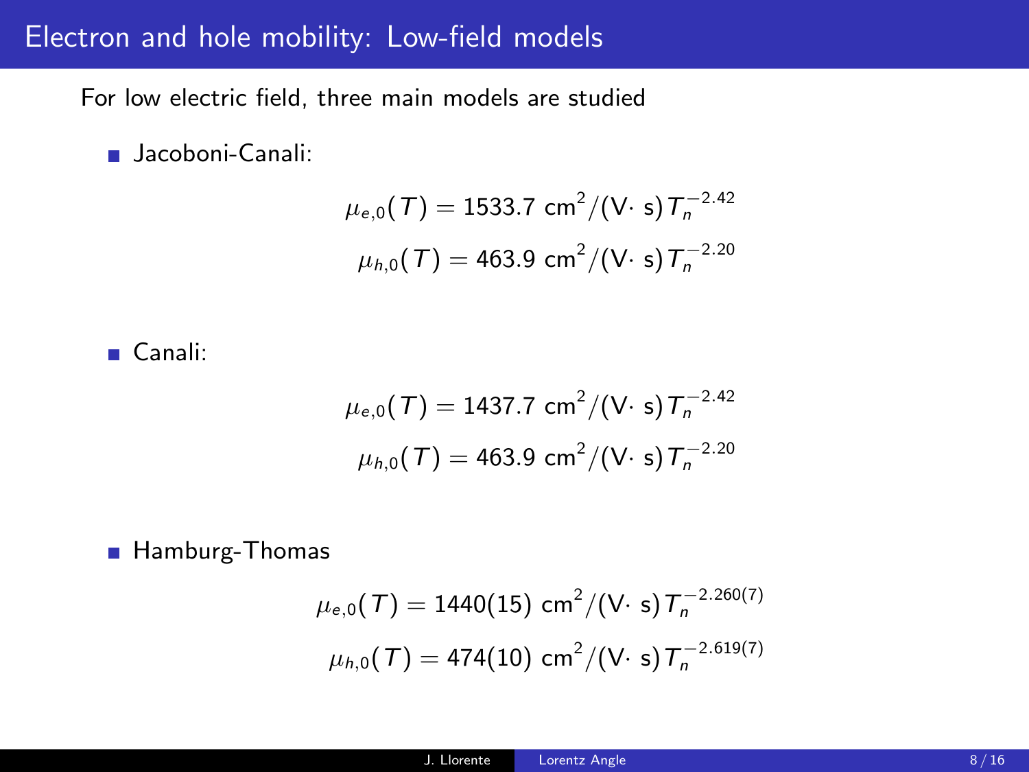## Electron and hole mobility: Low-field models

For low electric field, three main models are studied

- Jacoboni-Canali:

$$\mu_{e,0}(T) = 1533.7 \text{ cm}^2/(\text{V}\cdot\text{ s})\, T_n^{-2.42}$$

$$\mu_{h,0}(T) = 463.9 \text{ cm}^2/(\text{V}\cdot\text{ s})\, T_n^{-2.20}$$

- Canali:

$$\mu_{e,0}(T) = 1437.7 \text{ cm}^2/(\text{V}\cdot\text{ s})\, T_n^{-2.42}$$

$$\mu_{h,0}(T) = 463.9 \text{ cm}^2/(\text{V}\cdot\text{ s})\, T_n^{-2.20}$$

- Hamburg-Thomas

$$\mu_{e,0}(T) = 1440(15) \text{ cm}^2/(\text{V}\cdot\text{ s})\, T_n^{-2.260(7)}$$

$$\mu_{h,0}(T) = 474(10) \text{ cm}^2/(\text{V}\cdot\text{ s})\, T_n^{-2.619(7)}$$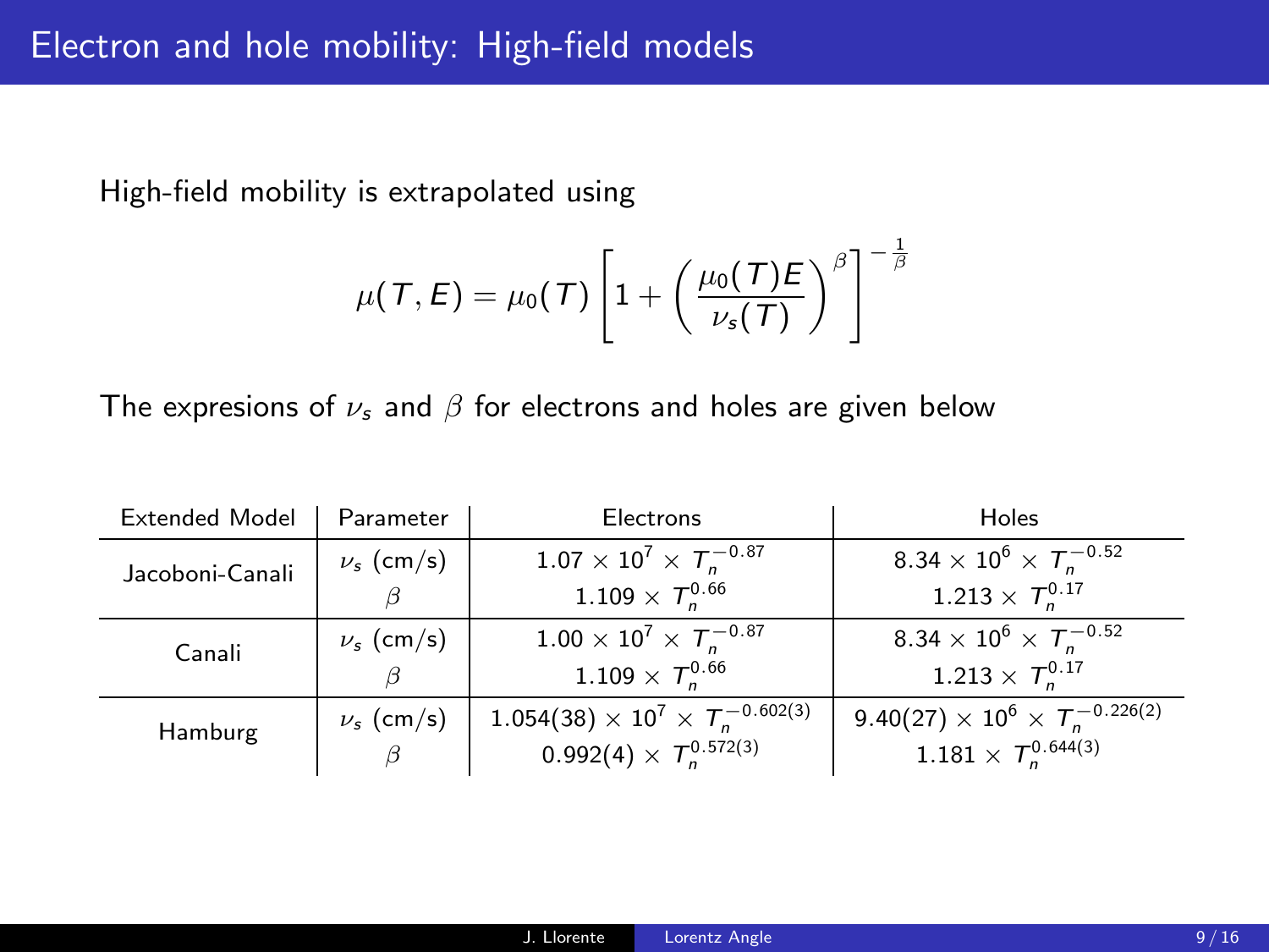# Electron and hole mobility: High-field models

High-field mobility is extrapolated using

$$\mu(T,E) = \mu_0(T)\left[1 + \left(\frac{\mu_0(T)E}{\nu_s(T)}\right)^{\beta}\right]^{-\frac{1}{\beta}}$$

The expresions of $\nu_s$ and $\beta$ for electrons and holes are given below

| Extended Model | Parameter | Electrons | Holes |
|---|---|---|---|
| Jacoboni-Canali | $\nu_s$ (cm/s) | $1.07 \times 10^7 \times T_n^{-0.87}$ | $8.34 \times 10^6 \times T_n^{-0.52}$ |
| | $\beta$ | $1.109 \times T_n^{0.66}$ | $1.213 \times T_n^{0.17}$ |
| Canali | $\nu_s$ (cm/s) | $1.00 \times 10^7 \times T_n^{-0.87}$ | $8.34 \times 10^6 \times T_n^{-0.52}$ |
| | $\beta$ | $1.109 \times T_n^{0.66}$ | $1.213 \times T_n^{0.17}$ |
| Hamburg | $\nu_s$ (cm/s) | $1.054(38) \times 10^7 \times T_n^{-0.602(3)}$ | $9.40(27) \times 10^6 \times T_n^{-0.226(2)}$ |
| | $\beta$ | $0.992(4) \times T_n^{0.572(3)}$ | $1.181 \times T_n^{0.644(3)}$ |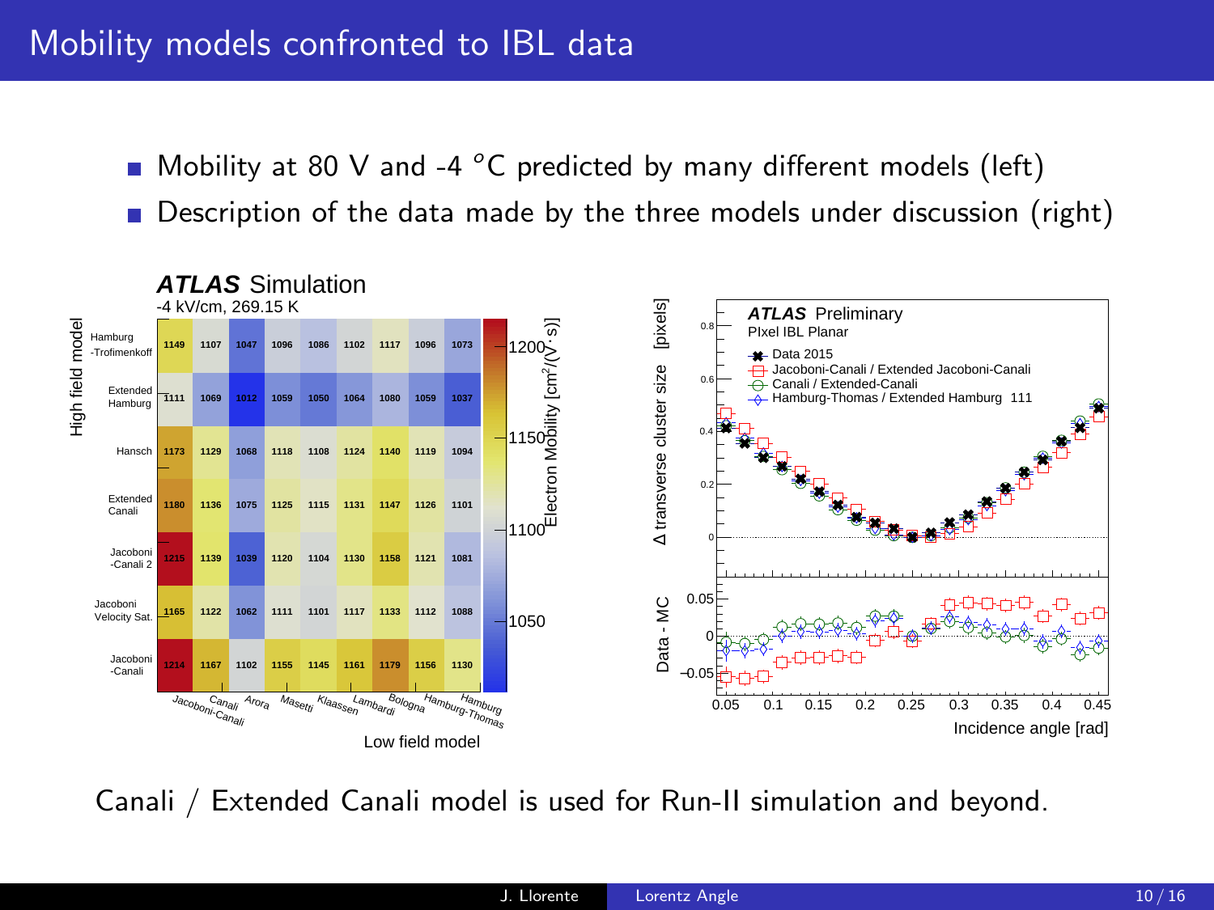# Mobility models confronted to IBL data

- Mobility at 80 V and -4 $^oC$ predicted by many different models (left)
- Description of the data made by the three models under discussion (right)

**ATLAS** Simulation
-4 kV/cm, 269.15 K

Electron Mobility [$cm^2/(V \cdot s)$]

| High field model \ Low field model | Jacoboni-Canali | Canali | Arora | Masetti | Klaassen | Lambardi | Bologna | Hamburg | Hamburg-Thomas |
|---|---|---|---|---|---|---|---|---|---|
| Hamburg-Trofimenkoff | 1149 | 1107 | 1047 | 1096 | 1086 | 1102 | 1117 | 1096 | 1073 |
| Extended Hamburg | 1111 | 1069 | 1012 | 1059 | 1050 | 1064 | 1080 | 1059 | 1037 |
| Hansch | 1173 | 1129 | 1068 | 1118 | 1108 | 1124 | 1140 | 1119 | 1094 |
| Extended Canali | 1180 | 1136 | 1075 | 1125 | 1115 | 1131 | 1147 | 1126 | 1101 |
| Jacoboni-Canali 2 | 1215 | 1139 | 1039 | 1120 | 1104 | 1130 | 1158 | 1121 | 1081 |
| Jacoboni Velocity Sat. | 1165 | 1122 | 1062 | 1111 | 1101 | 1117 | 1133 | 1112 | 1088 |
| Jacoboni-Canali | 1214 | 1167 | 1102 | 1155 | 1145 | 1161 | 1179 | 1156 | 1130 |

**ATLAS** Preliminary
PIxel IBL Planar

- Data 2015
- Jacoboni-Canali / Extended Jacoboni-Canali
- Canali / Extended-Canali
- Hamburg-Thomas / Extended Hamburg 111

Δ transverse cluster size [pixels] / Data - MC vs. Incidence angle [rad]

Canali / Extended Canali model is used for Run-II simulation and beyond.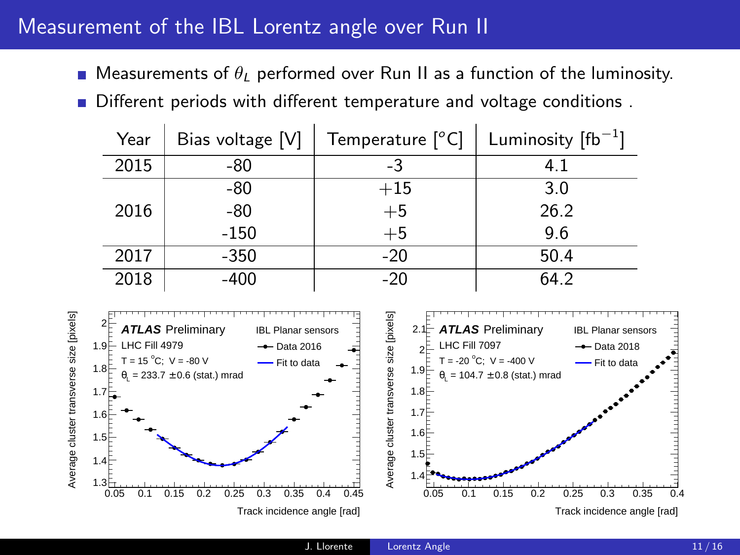# Measurement of the IBL Lorentz angle over Run II

- Measurements of $\theta_L$ performed over Run II as a function of the luminosity.
- Different periods with different temperature and voltage conditions .

| Year | Bias voltage [V] | Temperature [°C] | Luminosity [fb$^{-1}$] |
|---|---|---|---|
| 2015 | -80 | -3 | 4.1 |
| 2016 | -80 | +15 | 3.0 |
| | -80 | +5 | 26.2 |
| | -150 | +5 | 9.6 |
| 2017 | -350 | -20 | 50.4 |
| 2018 | -400 | -20 | 64.2 |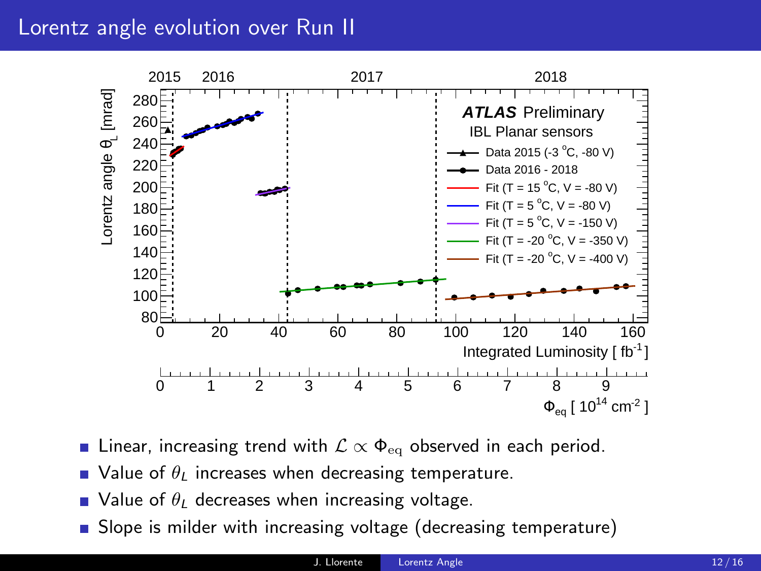# Lorentz angle evolution over Run II

- Linear, increasing trend with $\mathcal{L} \propto \Phi_{\mathrm{eq}}$ observed in each period.
- Value of $\theta_L$ increases when decreasing temperature.
- Value of $\theta_L$ decreases when increasing voltage.
- Slope is milder with increasing voltage (decreasing temperature)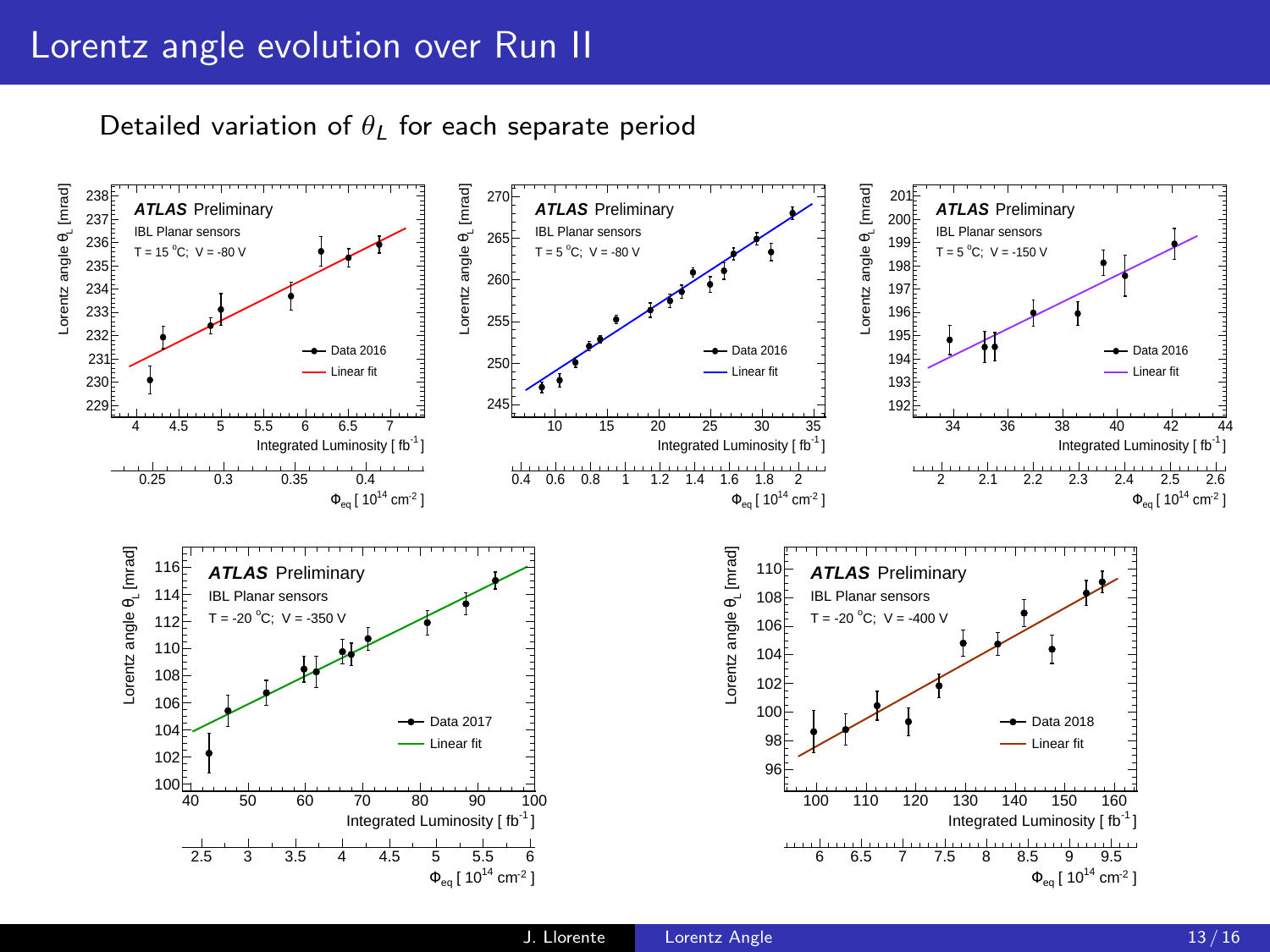# Lorentz angle evolution over Run II

Detailed variation of $\theta_L$ for each separate period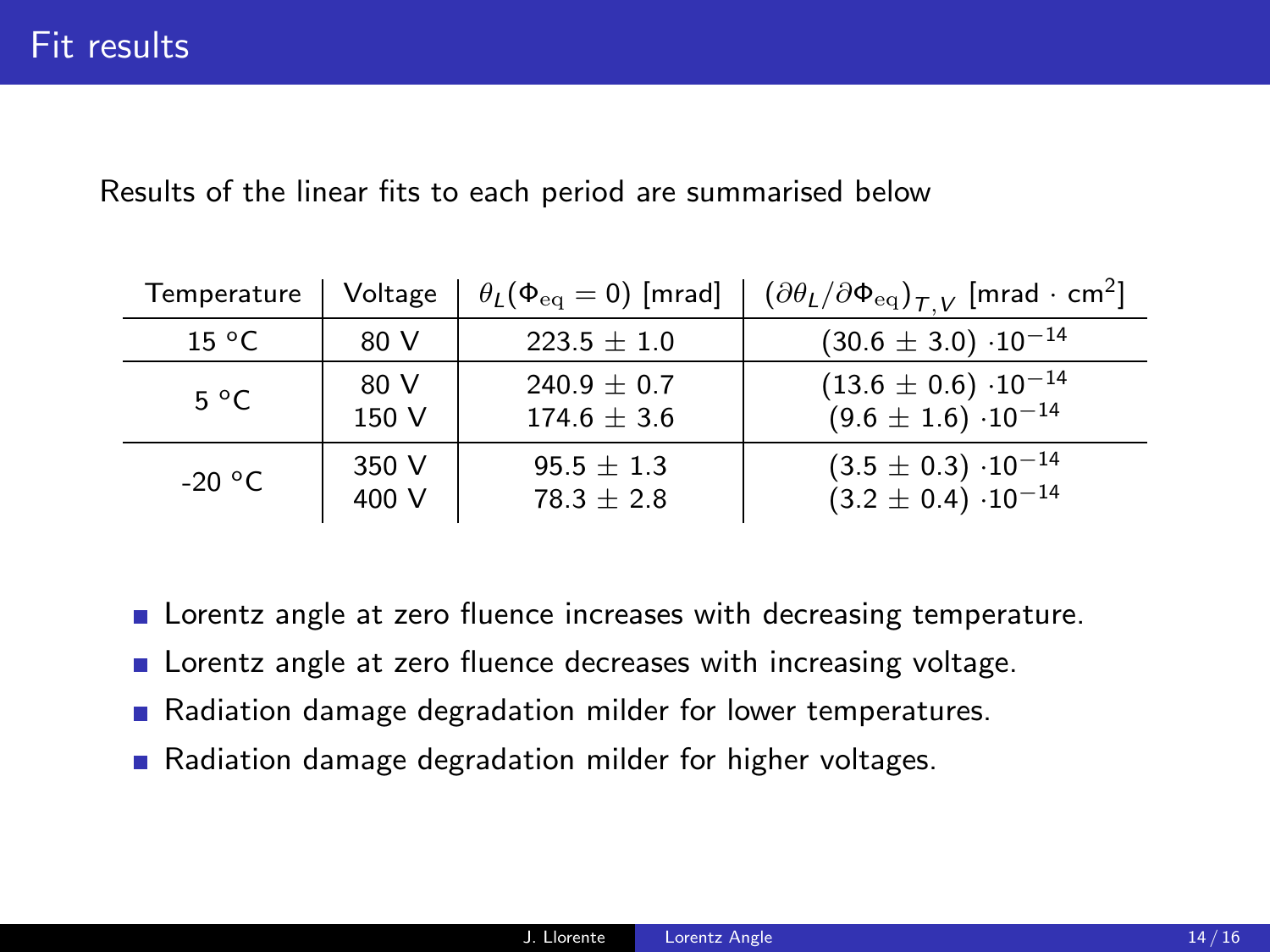# Fit results

Results of the linear fits to each period are summarised below

| Temperature | Voltage | $\theta_L(\Phi_{\text{eq}} = 0)$ [mrad] | $(\partial\theta_L/\partial\Phi_{\text{eq}})_{T,V}$ [mrad · cm$^2$] |
|---|---|---|---|
| 15 °C | 80 V | 223.5 ± 1.0 | $(30.6 \pm 3.0) \cdot 10^{-14}$ |
| 5 °C | 80 V | 240.9 ± 0.7 | $(13.6 \pm 0.6) \cdot 10^{-14}$ |
| | 150 V | 174.6 ± 3.6 | $(9.6 \pm 1.6) \cdot 10^{-14}$ |
| -20 °C | 350 V | 95.5 ± 1.3 | $(3.5 \pm 0.3) \cdot 10^{-14}$ |
| | 400 V | 78.3 ± 2.8 | $(3.2 \pm 0.4) \cdot 10^{-14}$ |

- Lorentz angle at zero fluence increases with decreasing temperature.
- Lorentz angle at zero fluence decreases with increasing voltage.
- Radiation damage degradation milder for lower temperatures.
- Radiation damage degradation milder for higher voltages.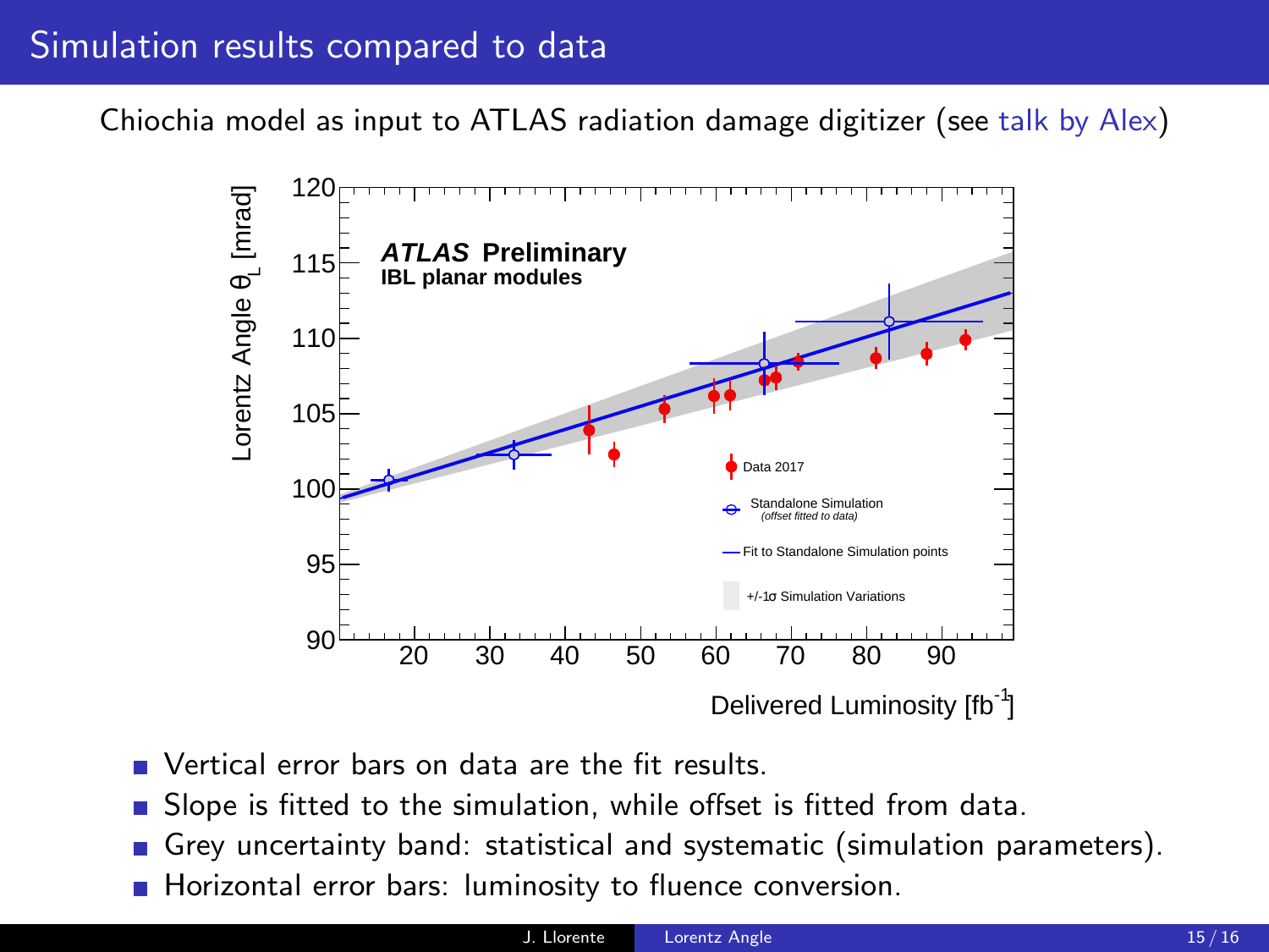# Simulation results compared to data

Chiochia model as input to ATLAS radiation damage digitizer (see talk by Alex)

- Vertical error bars on data are the fit results.
- Slope is fitted to the simulation, while offset is fitted from data.
- Grey uncertainty band: statistical and systematic (simulation parameters).
- Horizontal error bars: luminosity to fluence conversion.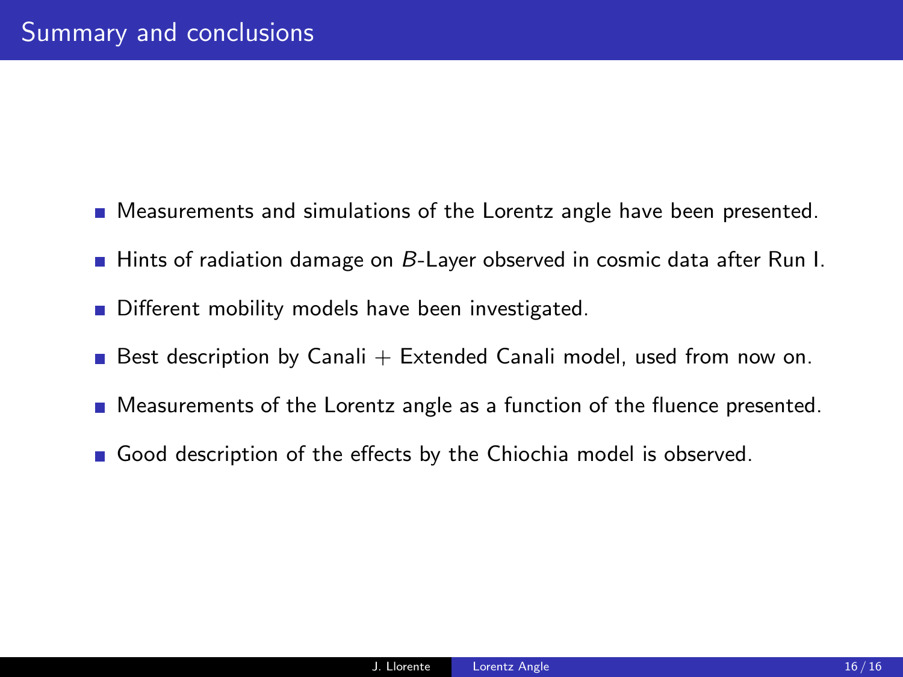# Summary and conclusions

- Measurements and simulations of the Lorentz angle have been presented.
- Hints of radiation damage on $B$-Layer observed in cosmic data after Run I.
- Different mobility models have been investigated.
- Best description by Canali + Extended Canali model, used from now on.
- Measurements of the Lorentz angle as a function of the fluence presented.
- Good description of the effects by the Chiochia model is observed.